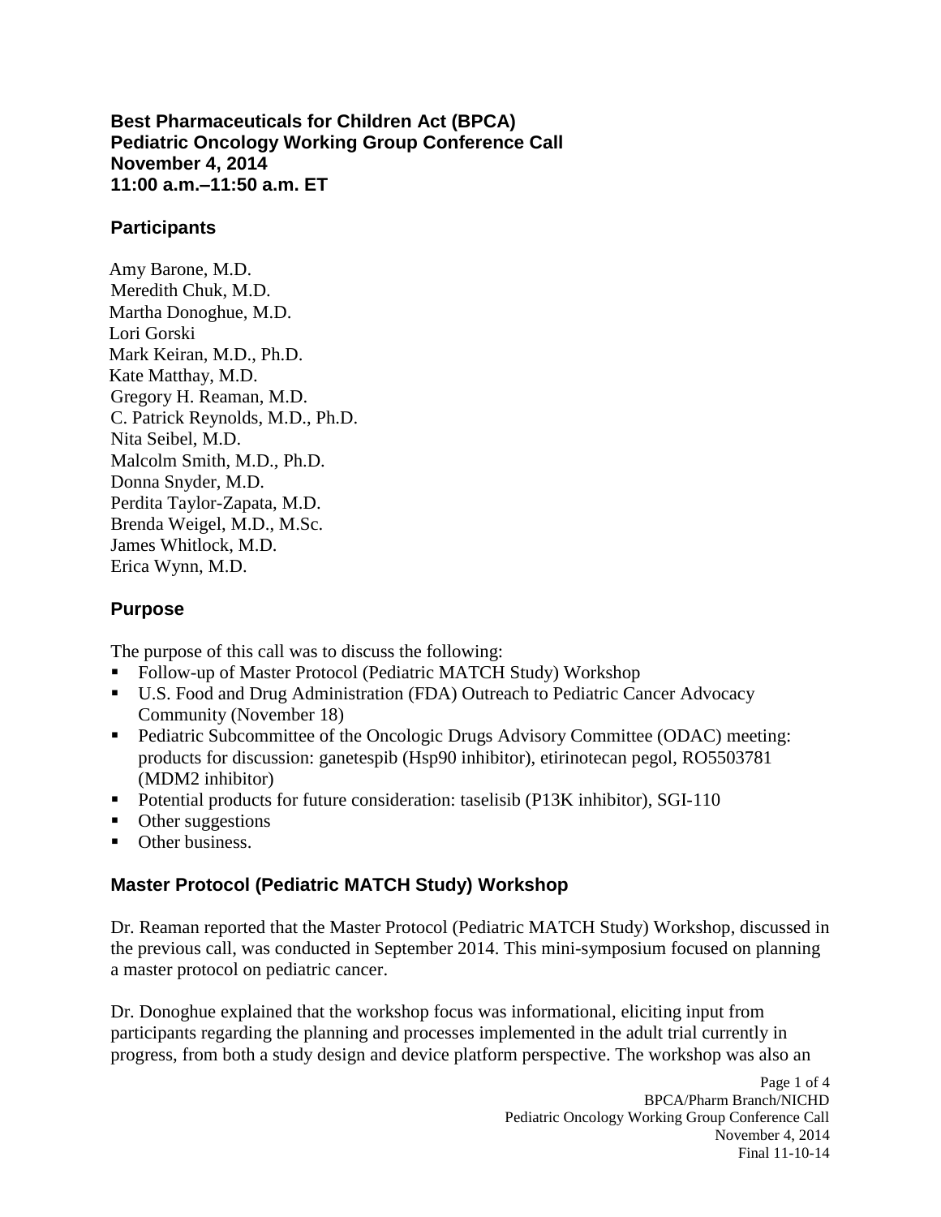**Best Pharmaceuticals for Children Act (BPCA)**
**Pediatric Oncology Working Group Conference Call**
**November 4, 2014**
**11:00 a.m.–11:50 a.m. ET**

## Participants

Amy Barone, M.D.
Meredith Chuk, M.D.
Martha Donoghue, M.D.
Lori Gorski
Mark Keiran, M.D., Ph.D.
Kate Matthay, M.D.
Gregory H. Reaman, M.D.
C. Patrick Reynolds, M.D., Ph.D.
Nita Seibel, M.D.
Malcolm Smith, M.D., Ph.D.
Donna Snyder, M.D.
Perdita Taylor-Zapata, M.D.
Brenda Weigel, M.D., M.Sc.
James Whitlock, M.D.
Erica Wynn, M.D.

## Purpose

The purpose of this call was to discuss the following:

- Follow-up of Master Protocol (Pediatric MATCH Study) Workshop
- U.S. Food and Drug Administration (FDA) Outreach to Pediatric Cancer Advocacy Community (November 18)
- Pediatric Subcommittee of the Oncologic Drugs Advisory Committee (ODAC) meeting: products for discussion: ganetespib (Hsp90 inhibitor), etirinotecan pegol, RO5503781 (MDM2 inhibitor)
- Potential products for future consideration: taselisib (P13K inhibitor), SGI-110
- Other suggestions
- Other business.

## Master Protocol (Pediatric MATCH Study) Workshop

Dr. Reaman reported that the Master Protocol (Pediatric MATCH Study) Workshop, discussed in the previous call, was conducted in September 2014. This mini-symposium focused on planning a master protocol on pediatric cancer.

Dr. Donoghue explained that the workshop focus was informational, eliciting input from participants regarding the planning and processes implemented in the adult trial currently in progress, from both a study design and device platform perspective. The workshop was also an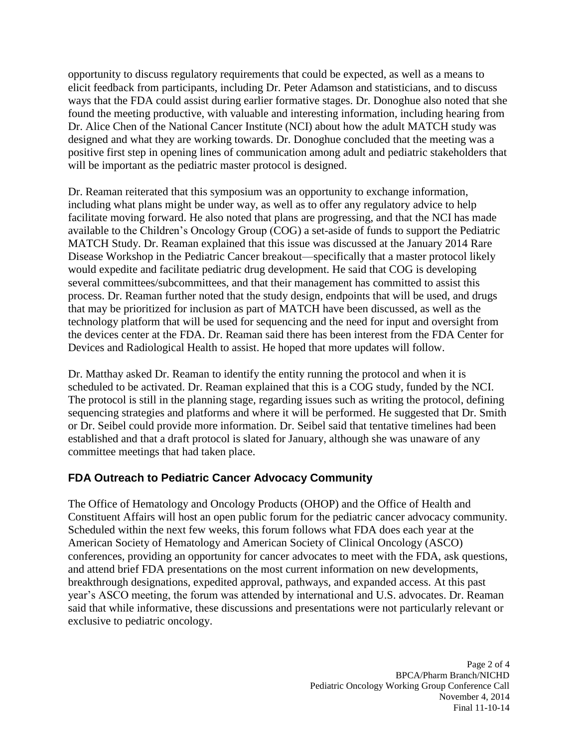opportunity to discuss regulatory requirements that could be expected, as well as a means to elicit feedback from participants, including Dr. Peter Adamson and statisticians, and to discuss ways that the FDA could assist during earlier formative stages. Dr. Donoghue also noted that she found the meeting productive, with valuable and interesting information, including hearing from Dr. Alice Chen of the National Cancer Institute (NCI) about how the adult MATCH study was designed and what they are working towards. Dr. Donoghue concluded that the meeting was a positive first step in opening lines of communication among adult and pediatric stakeholders that will be important as the pediatric master protocol is designed.

Dr. Reaman reiterated that this symposium was an opportunity to exchange information, including what plans might be under way, as well as to offer any regulatory advice to help facilitate moving forward. He also noted that plans are progressing, and that the NCI has made available to the Children's Oncology Group (COG) a set-aside of funds to support the Pediatric MATCH Study. Dr. Reaman explained that this issue was discussed at the January 2014 Rare Disease Workshop in the Pediatric Cancer breakout—specifically that a master protocol likely would expedite and facilitate pediatric drug development. He said that COG is developing several committees/subcommittees, and that their management has committed to assist this process. Dr. Reaman further noted that the study design, endpoints that will be used, and drugs that may be prioritized for inclusion as part of MATCH have been discussed, as well as the technology platform that will be used for sequencing and the need for input and oversight from the devices center at the FDA. Dr. Reaman said there has been interest from the FDA Center for Devices and Radiological Health to assist. He hoped that more updates will follow.

Dr. Matthay asked Dr. Reaman to identify the entity running the protocol and when it is scheduled to be activated. Dr. Reaman explained that this is a COG study, funded by the NCI. The protocol is still in the planning stage, regarding issues such as writing the protocol, defining sequencing strategies and platforms and where it will be performed. He suggested that Dr. Smith or Dr. Seibel could provide more information. Dr. Seibel said that tentative timelines had been established and that a draft protocol is slated for January, although she was unaware of any committee meetings that had taken place.

## FDA Outreach to Pediatric Cancer Advocacy Community

The Office of Hematology and Oncology Products (OHOP) and the Office of Health and Constituent Affairs will host an open public forum for the pediatric cancer advocacy community. Scheduled within the next few weeks, this forum follows what FDA does each year at the American Society of Hematology and American Society of Clinical Oncology (ASCO) conferences, providing an opportunity for cancer advocates to meet with the FDA, ask questions, and attend brief FDA presentations on the most current information on new developments, breakthrough designations, expedited approval, pathways, and expanded access. At this past year's ASCO meeting, the forum was attended by international and U.S. advocates. Dr. Reaman said that while informative, these discussions and presentations were not particularly relevant or exclusive to pediatric oncology.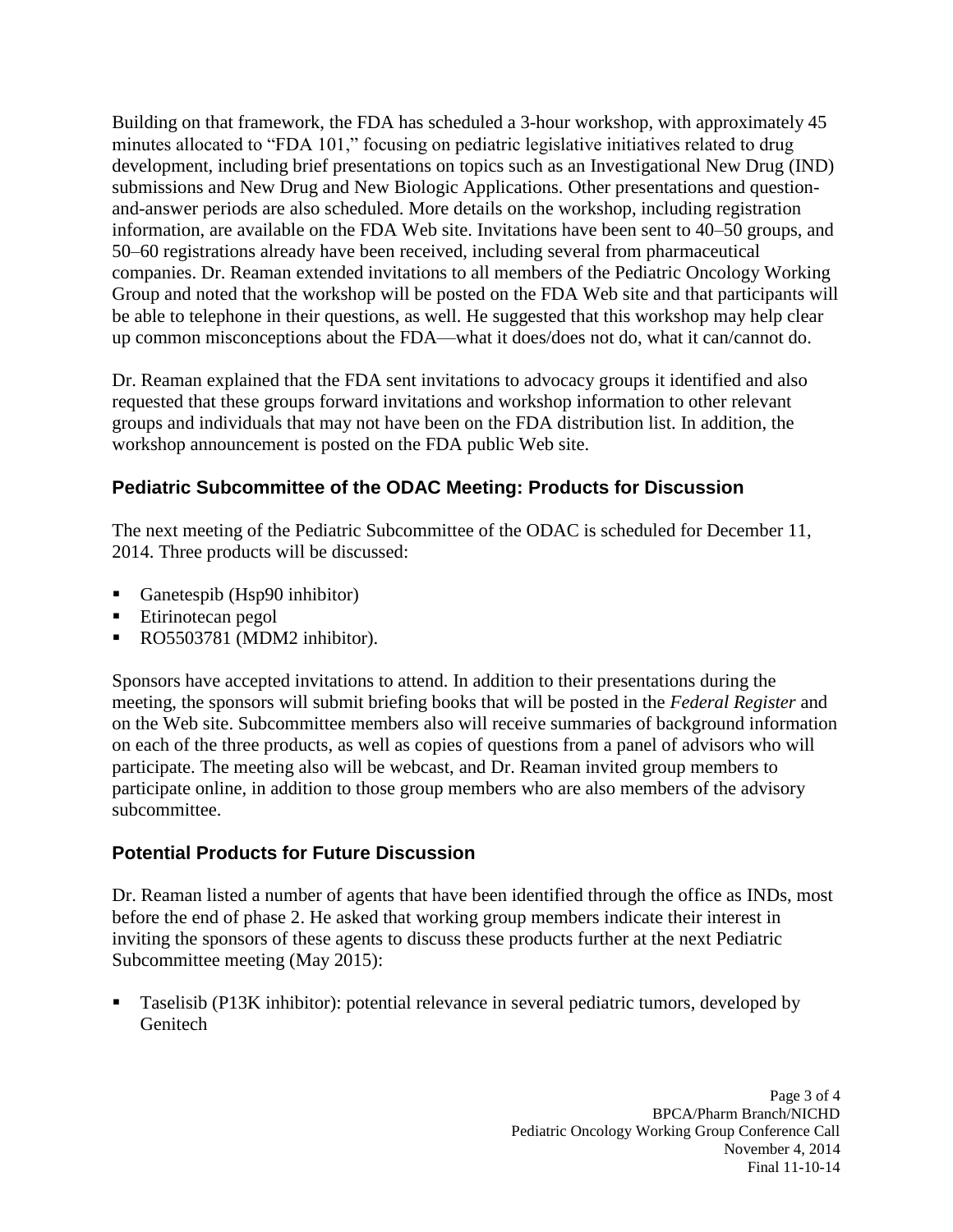Building on that framework, the FDA has scheduled a 3-hour workshop, with approximately 45 minutes allocated to "FDA 101," focusing on pediatric legislative initiatives related to drug development, including brief presentations on topics such as an Investigational New Drug (IND) submissions and New Drug and New Biologic Applications. Other presentations and question-and-answer periods are also scheduled. More details on the workshop, including registration information, are available on the FDA Web site. Invitations have been sent to 40–50 groups, and 50–60 registrations already have been received, including several from pharmaceutical companies. Dr. Reaman extended invitations to all members of the Pediatric Oncology Working Group and noted that the workshop will be posted on the FDA Web site and that participants will be able to telephone in their questions, as well. He suggested that this workshop may help clear up common misconceptions about the FDA—what it does/does not do, what it can/cannot do.

Dr. Reaman explained that the FDA sent invitations to advocacy groups it identified and also requested that these groups forward invitations and workshop information to other relevant groups and individuals that may not have been on the FDA distribution list. In addition, the workshop announcement is posted on the FDA public Web site.

### Pediatric Subcommittee of the ODAC Meeting: Products for Discussion

The next meeting of the Pediatric Subcommittee of the ODAC is scheduled for December 11, 2014. Three products will be discussed:

- Ganetespib (Hsp90 inhibitor)
- Etirinotecan pegol
- RO5503781 (MDM2 inhibitor).

Sponsors have accepted invitations to attend. In addition to their presentations during the meeting, the sponsors will submit briefing books that will be posted in the *Federal Register* and on the Web site. Subcommittee members also will receive summaries of background information on each of the three products, as well as copies of questions from a panel of advisors who will participate. The meeting also will be webcast, and Dr. Reaman invited group members to participate online, in addition to those group members who are also members of the advisory subcommittee.

### Potential Products for Future Discussion

Dr. Reaman listed a number of agents that have been identified through the office as INDs, most before the end of phase 2. He asked that working group members indicate their interest in inviting the sponsors of these agents to discuss these products further at the next Pediatric Subcommittee meeting (May 2015):

- Taselisib (P13K inhibitor): potential relevance in several pediatric tumors, developed by Genitech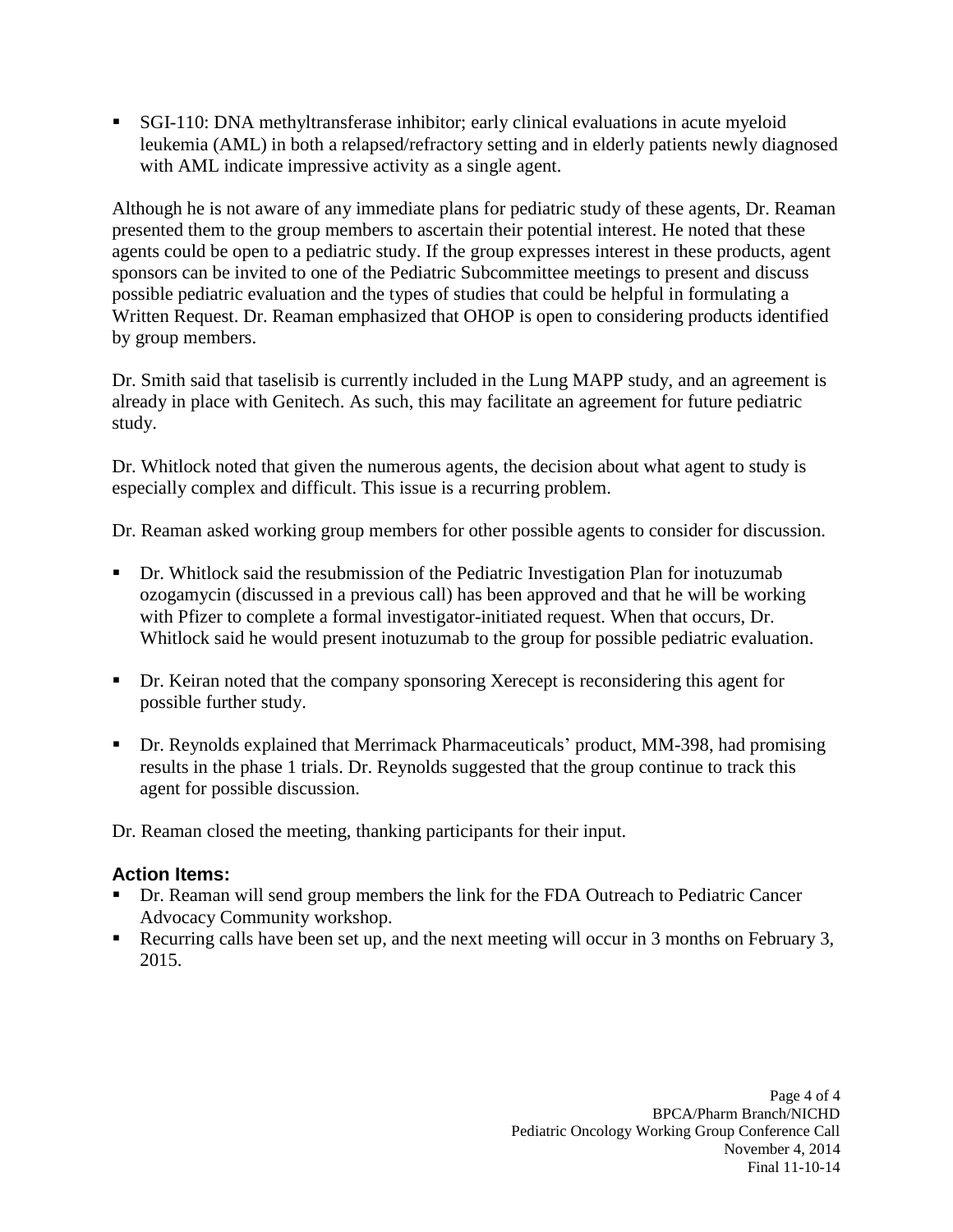- SGI-110: DNA methyltransferase inhibitor; early clinical evaluations in acute myeloid leukemia (AML) in both a relapsed/refractory setting and in elderly patients newly diagnosed with AML indicate impressive activity as a single agent.

Although he is not aware of any immediate plans for pediatric study of these agents, Dr. Reaman presented them to the group members to ascertain their potential interest. He noted that these agents could be open to a pediatric study. If the group expresses interest in these products, agent sponsors can be invited to one of the Pediatric Subcommittee meetings to present and discuss possible pediatric evaluation and the types of studies that could be helpful in formulating a Written Request. Dr. Reaman emphasized that OHOP is open to considering products identified by group members.

Dr. Smith said that taselisib is currently included in the Lung MAPP study, and an agreement is already in place with Genitech. As such, this may facilitate an agreement for future pediatric study.

Dr. Whitlock noted that given the numerous agents, the decision about what agent to study is especially complex and difficult. This issue is a recurring problem.

Dr. Reaman asked working group members for other possible agents to consider for discussion.

- Dr. Whitlock said the resubmission of the Pediatric Investigation Plan for inotuzumab ozogamycin (discussed in a previous call) has been approved and that he will be working with Pfizer to complete a formal investigator-initiated request. When that occurs, Dr. Whitlock said he would present inotuzumab to the group for possible pediatric evaluation.
- Dr. Keiran noted that the company sponsoring Xerecept is reconsidering this agent for possible further study.
- Dr. Reynolds explained that Merrimack Pharmaceuticals' product, MM-398, had promising results in the phase 1 trials. Dr. Reynolds suggested that the group continue to track this agent for possible discussion.

Dr. Reaman closed the meeting, thanking participants for their input.

## Action Items:

- Dr. Reaman will send group members the link for the FDA Outreach to Pediatric Cancer Advocacy Community workshop.
- Recurring calls have been set up, and the next meeting will occur in 3 months on February 3, 2015.